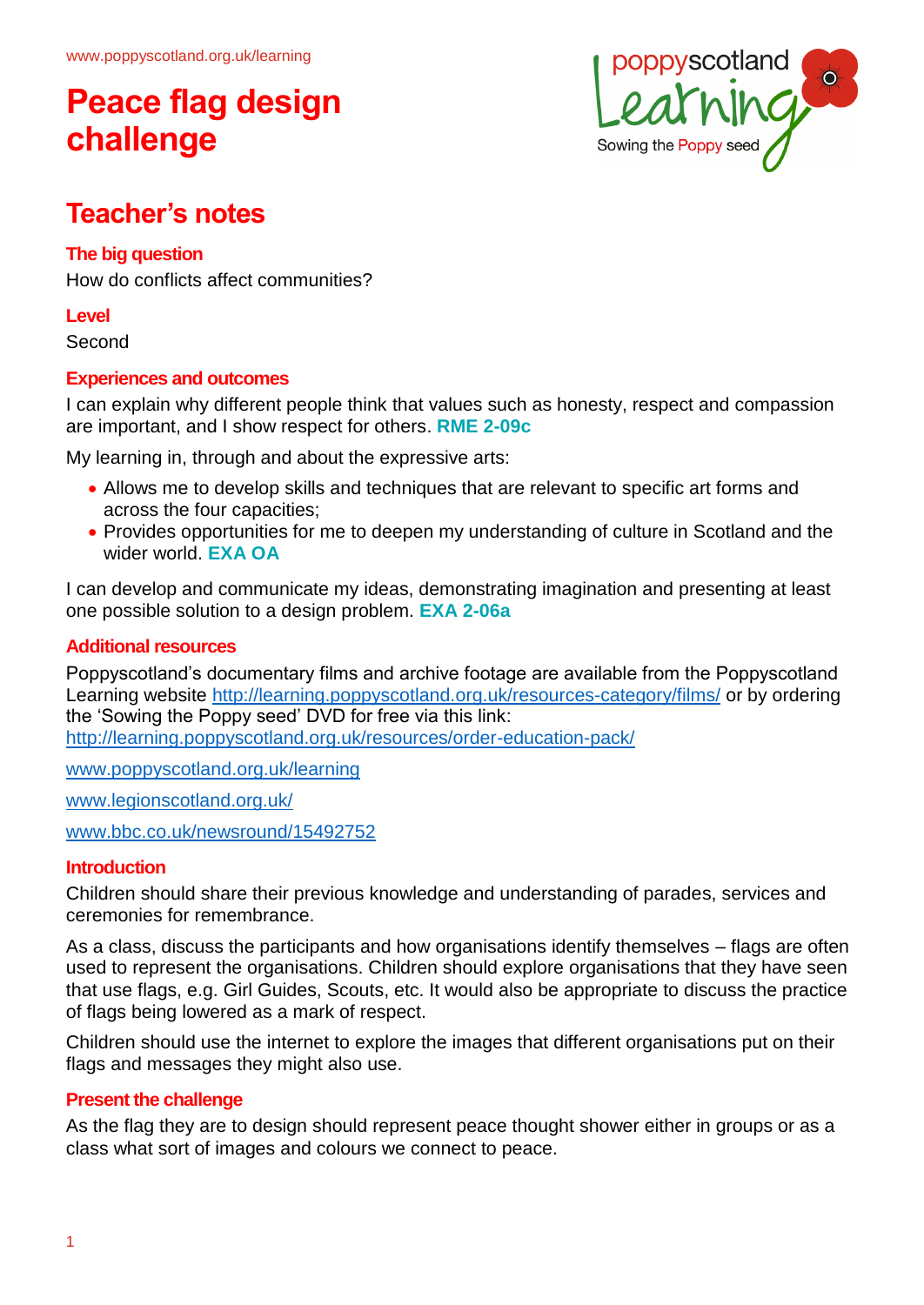www.poppyscotland.org.uk/learning

# Peace flag design challenge

poppyscotland Learning
Sowing the Poppy seed

## Teacher's notes

### The big question

How do conflicts affect communities?

### Level

Second

### Experiences and outcomes

I can explain why different people think that values such as honesty, respect and compassion are important, and I show respect for others. **RME 2-09c**

My learning in, through and about the expressive arts:

- Allows me to develop skills and techniques that are relevant to specific art forms and across the four capacities;
- Provides opportunities for me to deepen my understanding of culture in Scotland and the wider world. **EXA OA**

I can develop and communicate my ideas, demonstrating imagination and presenting at least one possible solution to a design problem. **EXA 2-06a**

### Additional resources

Poppyscotland's documentary films and archive footage are available from the Poppyscotland Learning website http://learning.poppyscotland.org.uk/resources-category/films/ or by ordering the 'Sowing the Poppy seed' DVD for free via this link: http://learning.poppyscotland.org.uk/resources/order-education-pack/

www.poppyscotland.org.uk/learning

www.legionscotland.org.uk/

www.bbc.co.uk/newsround/15492752

### Introduction

Children should share their previous knowledge and understanding of parades, services and ceremonies for remembrance.

As a class, discuss the participants and how organisations identify themselves – flags are often used to represent the organisations. Children should explore organisations that they have seen that use flags, e.g. Girl Guides, Scouts, etc. It would also be appropriate to discuss the practice of flags being lowered as a mark of respect.

Children should use the internet to explore the images that different organisations put on their flags and messages they might also use.

### Present the challenge

As the flag they are to design should represent peace thought shower either in groups or as a class what sort of images and colours we connect to peace.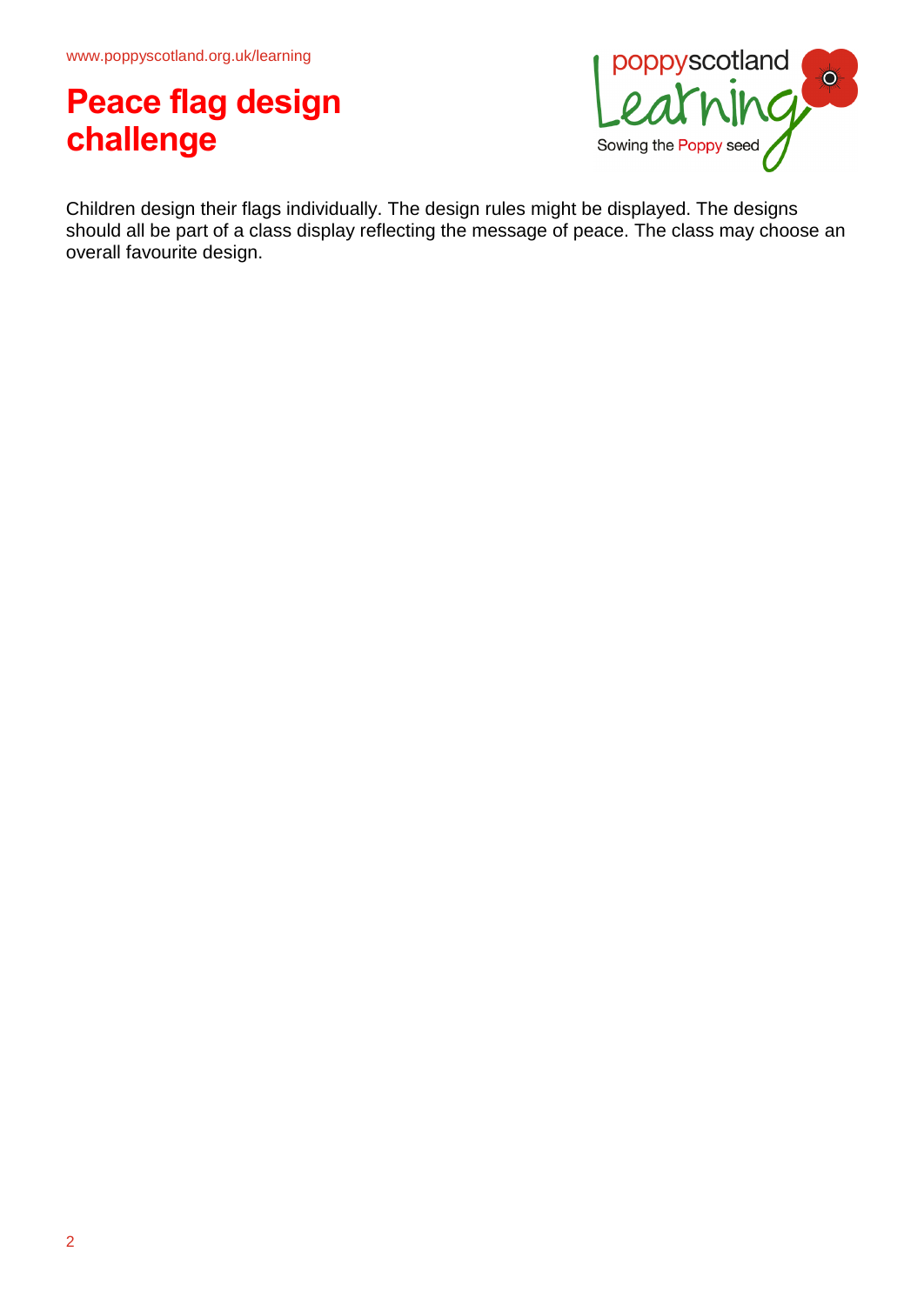# Peace flag design challenge

Children design their flags individually. The design rules might be displayed. The designs should all be part of a class display reflecting the message of peace. The class may choose an overall favourite design.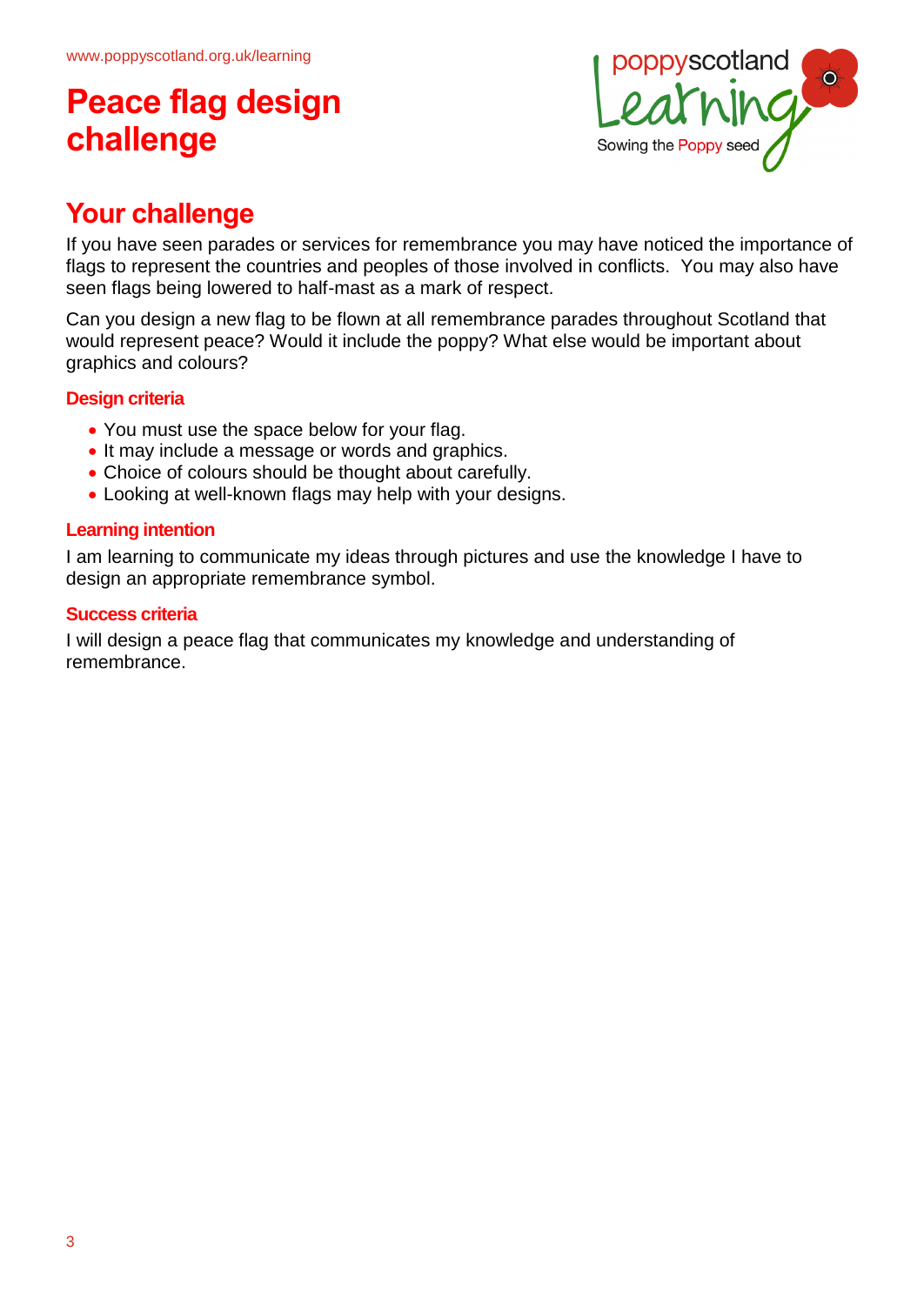# Peace flag design challenge

## Your challenge

If you have seen parades or services for remembrance you may have noticed the importance of flags to represent the countries and peoples of those involved in conflicts. You may also have seen flags being lowered to half-mast as a mark of respect.

Can you design a new flag to be flown at all remembrance parades throughout Scotland that would represent peace? Would it include the poppy? What else would be important about graphics and colours?

### Design criteria

- You must use the space below for your flag.
- It may include a message or words and graphics.
- Choice of colours should be thought about carefully.
- Looking at well-known flags may help with your designs.

### Learning intention

I am learning to communicate my ideas through pictures and use the knowledge I have to design an appropriate remembrance symbol.

### Success criteria

I will design a peace flag that communicates my knowledge and understanding of remembrance.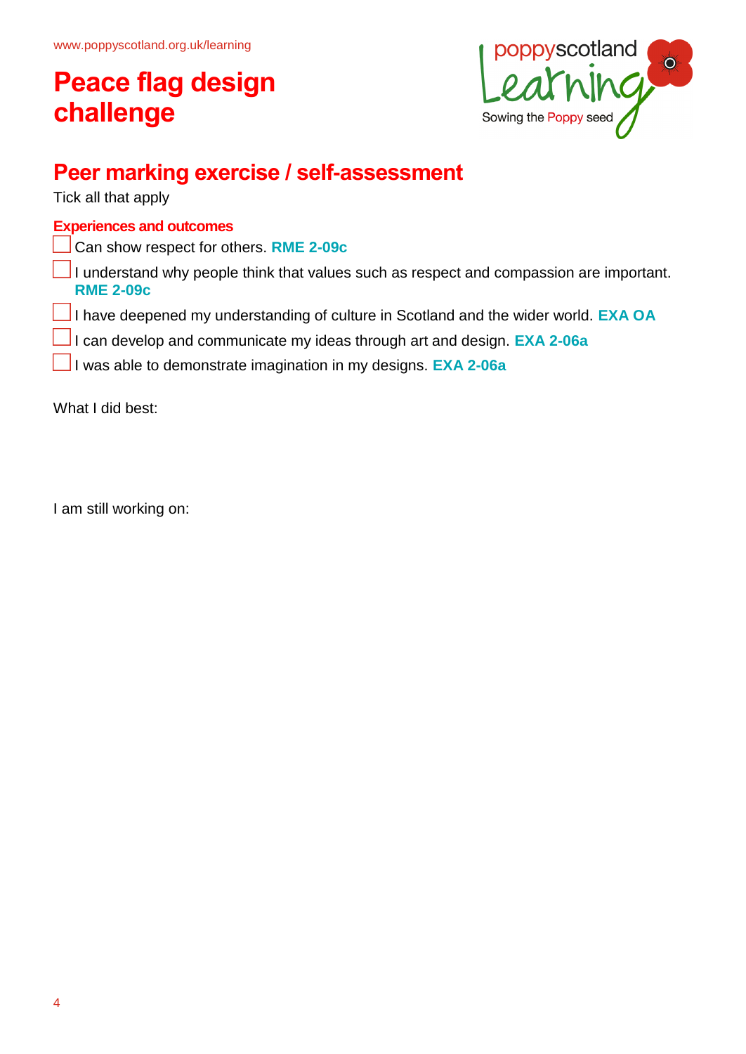www.poppyscotland.org.uk/learning

# Peace flag design challenge

poppyscotland Learning
Sowing the Poppy seed

## Peer marking exercise / self-assessment

Tick all that apply

### Experiences and outcomes

- ☐ Can show respect for others. **RME 2-09c**
- ☐ I understand why people think that values such as respect and compassion are important. **RME 2-09c**
- ☐ I have deepened my understanding of culture in Scotland and the wider world. **EXA OA**
- ☐ I can develop and communicate my ideas through art and design. **EXA 2-06a**
- ☐ I was able to demonstrate imagination in my designs. **EXA 2-06a**

What I did best:

I am still working on: